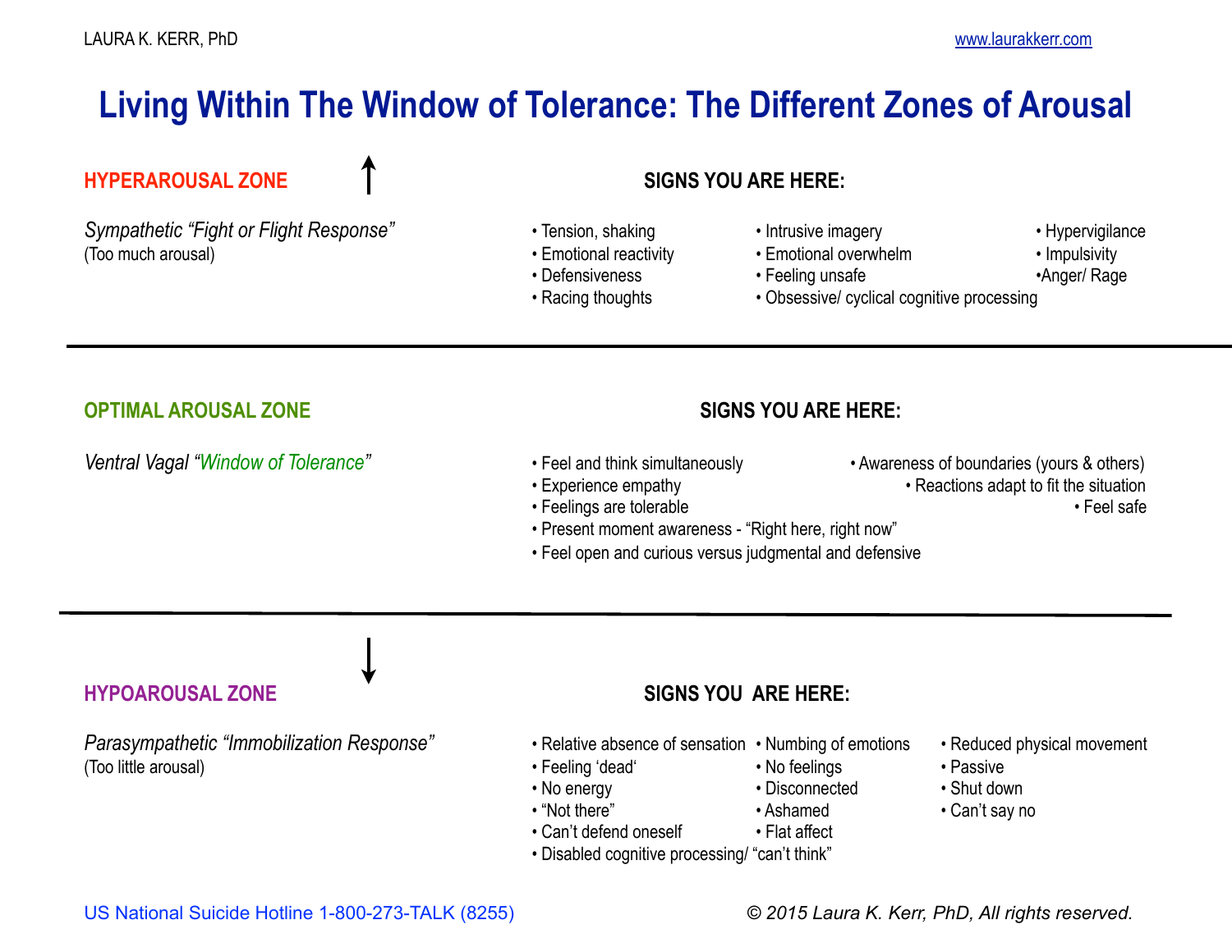# Living Within The Window of Tolerance: The Different Zones of Arousal

## HYPERAROUSAL ZONE

*Sympathetic "Fight or Flight Response"*
(Too much arousal)

**SIGNS YOU ARE HERE:**

- Tension, shaking
- Emotional reactivity
- Defensiveness
- Racing thoughts
- Intrusive imagery
- Emotional overwhelm
- Feeling unsafe
- Obsessive/ cyclical cognitive processing
- Hypervigilance
- Impulsivity
- Anger/ Rage

---

## OPTIMAL AROUSAL ZONE

*Ventral Vagal "Window of Tolerance"*

**SIGNS YOU ARE HERE:**

- Feel and think simultaneously
- Experience empathy
- Feelings are tolerable
- Present moment awareness - "Right here, right now"
- Feel open and curious versus judgmental and defensive
- Awareness of boundaries (yours & others)
- Reactions adapt to fit the situation
- Feel safe

---

## HYPOAROUSAL ZONE

*Parasympathetic "Immobilization Response"*
(Too little arousal)

**SIGNS YOU ARE HERE:**

- Relative absence of sensation
- Feeling 'dead'
- No energy
- "Not there"
- Can't defend oneself
- Disabled cognitive processing/ "can't think"
- Numbing of emotions
- No feelings
- Disconnected
- Ashamed
- Flat affect
- Reduced physical movement
- Passive
- Shut down
- Can't say no

US National Suicide Hotline 1-800-273-TALK (8255)

*© 2015 Laura K. Kerr, PhD, All rights reserved.*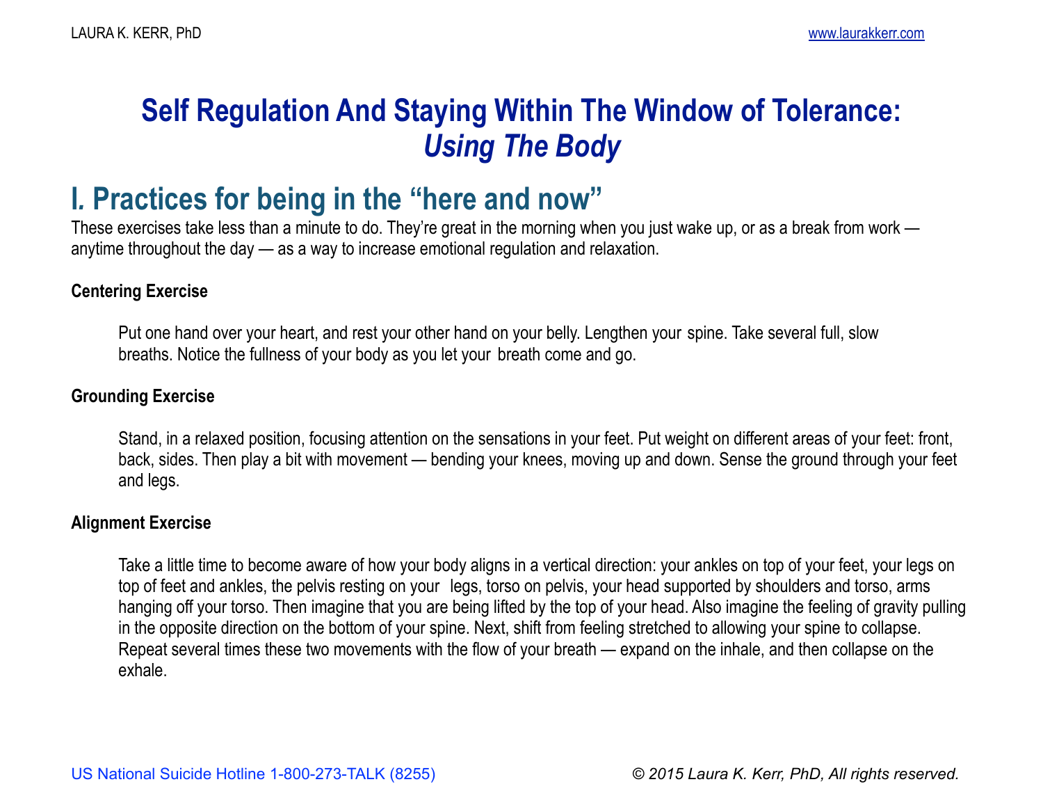# Self Regulation And Staying Within The Window of Tolerance: *Using The Body*

## I. Practices for being in the "here and now"

These exercises take less than a minute to do. They're great in the morning when you just wake up, or as a break from work — anytime throughout the day — as a way to increase emotional regulation and relaxation.

**Centering Exercise**

Put one hand over your heart, and rest your other hand on your belly. Lengthen your spine. Take several full, slow breaths. Notice the fullness of your body as you let your breath come and go.

**Grounding Exercise**

Stand, in a relaxed position, focusing attention on the sensations in your feet. Put weight on different areas of your feet: front, back, sides. Then play a bit with movement — bending your knees, moving up and down. Sense the ground through your feet and legs.

**Alignment Exercise**

Take a little time to become aware of how your body aligns in a vertical direction: your ankles on top of your feet, your legs on top of feet and ankles, the pelvis resting on your legs, torso on pelvis, your head supported by shoulders and torso, arms hanging off your torso. Then imagine that you are being lifted by the top of your head. Also imagine the feeling of gravity pulling in the opposite direction on the bottom of your spine. Next, shift from feeling stretched to allowing your spine to collapse. Repeat several times these two movements with the flow of your breath — expand on the inhale, and then collapse on the exhale.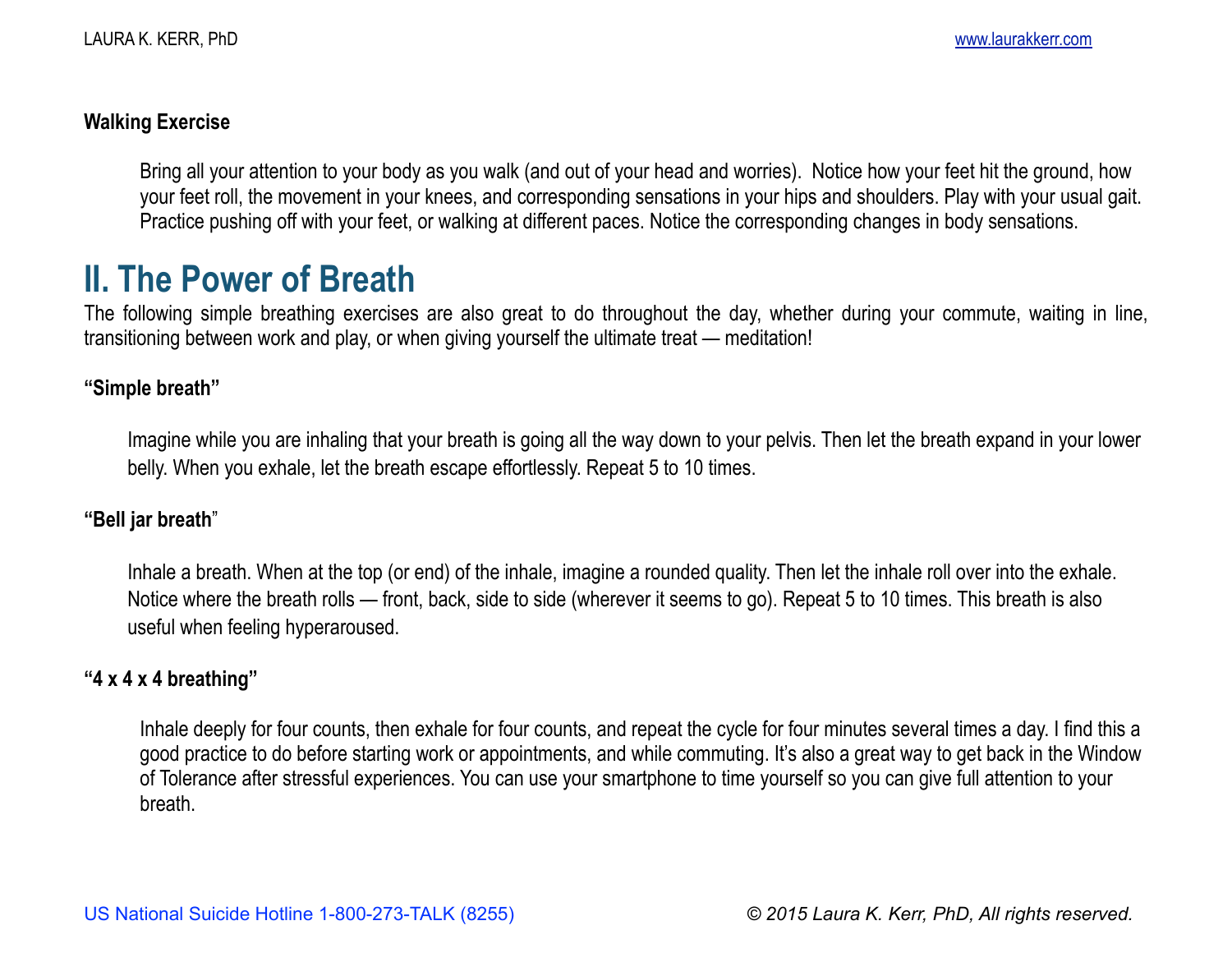**Walking Exercise**

Bring all your attention to your body as you walk (and out of your head and worries). Notice how your feet hit the ground, how your feet roll, the movement in your knees, and corresponding sensations in your hips and shoulders. Play with your usual gait. Practice pushing off with your feet, or walking at different paces. Notice the corresponding changes in body sensations.

## II. The Power of Breath

The following simple breathing exercises are also great to do throughout the day, whether during your commute, waiting in line, transitioning between work and play, or when giving yourself the ultimate treat — meditation!

**"Simple breath"**

Imagine while you are inhaling that your breath is going all the way down to your pelvis. Then let the breath expand in your lower belly. When you exhale, let the breath escape effortlessly. Repeat 5 to 10 times.

**"Bell jar breath"**

Inhale a breath. When at the top (or end) of the inhale, imagine a rounded quality. Then let the inhale roll over into the exhale. Notice where the breath rolls — front, back, side to side (wherever it seems to go). Repeat 5 to 10 times. This breath is also useful when feeling hyperaroused.

**"4 x 4 x 4 breathing"**

Inhale deeply for four counts, then exhale for four counts, and repeat the cycle for four minutes several times a day. I find this a good practice to do before starting work or appointments, and while commuting. It's also a great way to get back in the Window of Tolerance after stressful experiences. You can use your smartphone to time yourself so you can give full attention to your breath.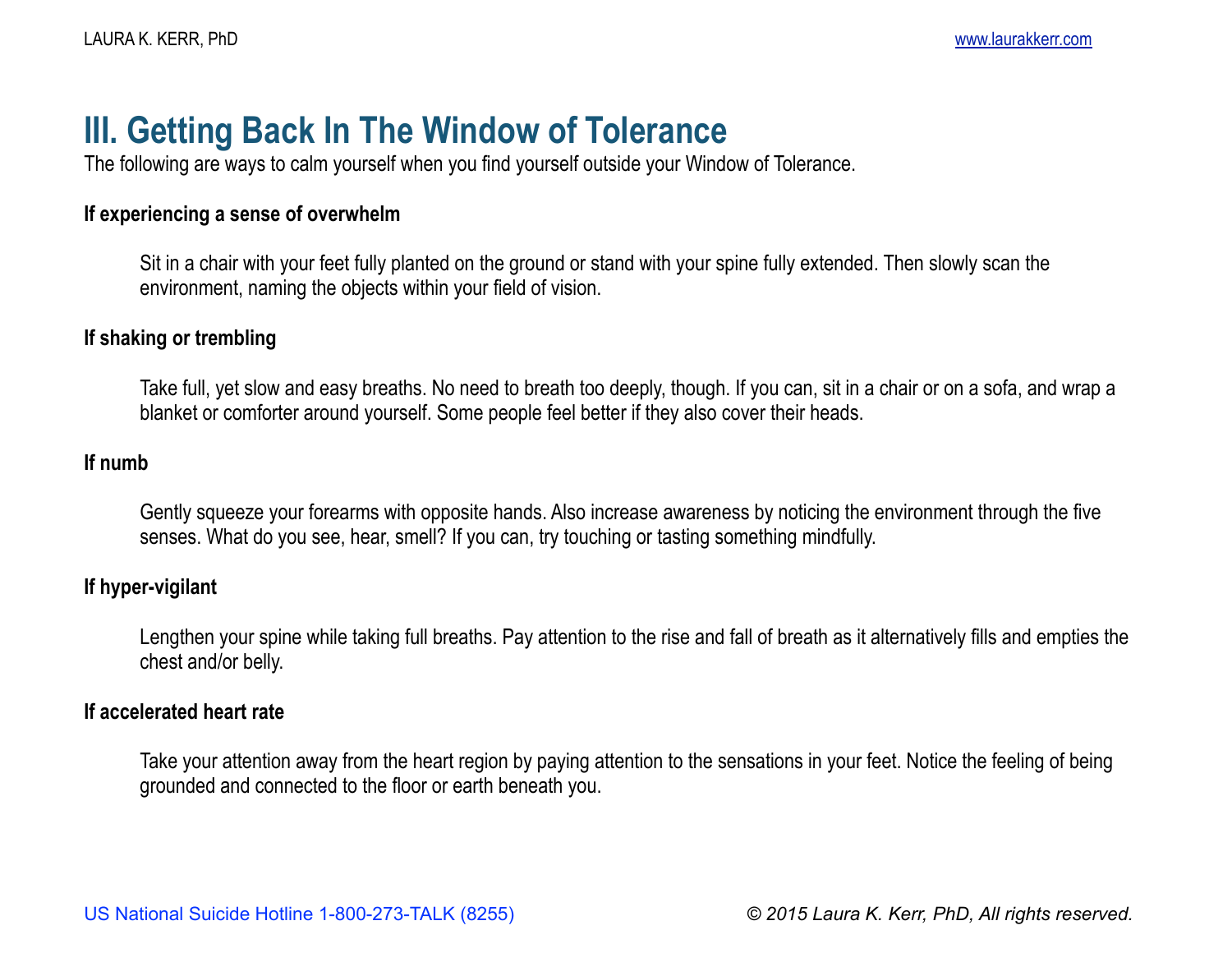## III. Getting Back In The Window of Tolerance

The following are ways to calm yourself when you find yourself outside your Window of Tolerance.

**If experiencing a sense of overwhelm**

> Sit in a chair with your feet fully planted on the ground or stand with your spine fully extended. Then slowly scan the environment, naming the objects within your field of vision.

**If shaking or trembling**

> Take full, yet slow and easy breaths. No need to breath too deeply, though. If you can, sit in a chair or on a sofa, and wrap a blanket or comforter around yourself. Some people feel better if they also cover their heads.

**If numb**

> Gently squeeze your forearms with opposite hands. Also increase awareness by noticing the environment through the five senses. What do you see, hear, smell? If you can, try touching or tasting something mindfully.

**If hyper-vigilant**

> Lengthen your spine while taking full breaths. Pay attention to the rise and fall of breath as it alternatively fills and empties the chest and/or belly.

**If accelerated heart rate**

> Take your attention away from the heart region by paying attention to the sensations in your feet. Notice the feeling of being grounded and connected to the floor or earth beneath you.

US National Suicide Hotline 1-800-273-TALK (8255)

*© 2015 Laura K. Kerr, PhD, All rights reserved.*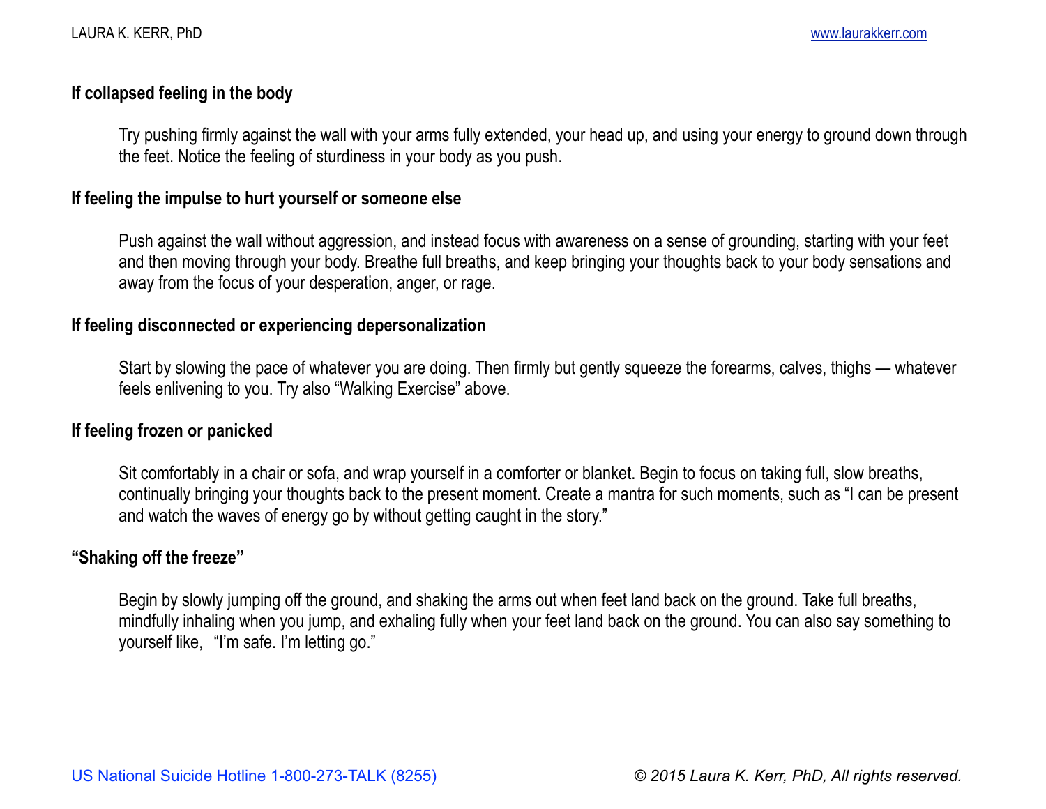**If collapsed feeling in the body**

Try pushing firmly against the wall with your arms fully extended, your head up, and using your energy to ground down through the feet. Notice the feeling of sturdiness in your body as you push.

**If feeling the impulse to hurt yourself or someone else**

Push against the wall without aggression, and instead focus with awareness on a sense of grounding, starting with your feet and then moving through your body. Breathe full breaths, and keep bringing your thoughts back to your body sensations and away from the focus of your desperation, anger, or rage.

**If feeling disconnected or experiencing depersonalization**

Start by slowing the pace of whatever you are doing. Then firmly but gently squeeze the forearms, calves, thighs — whatever feels enlivening to you. Try also "Walking Exercise" above.

**If feeling frozen or panicked**

Sit comfortably in a chair or sofa, and wrap yourself in a comforter or blanket. Begin to focus on taking full, slow breaths, continually bringing your thoughts back to the present moment. Create a mantra for such moments, such as "I can be present and watch the waves of energy go by without getting caught in the story."

**"Shaking off the freeze"**

Begin by slowly jumping off the ground, and shaking the arms out when feet land back on the ground. Take full breaths, mindfully inhaling when you jump, and exhaling fully when your feet land back on the ground. You can also say something to yourself like, "I'm safe. I'm letting go."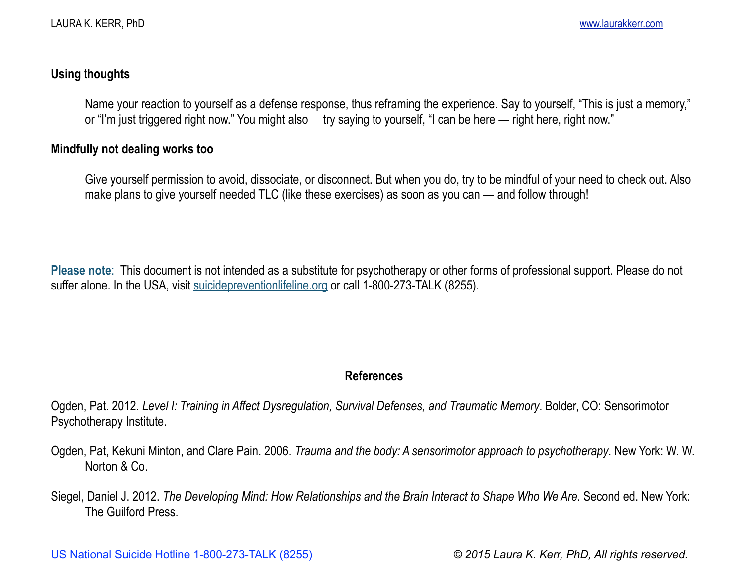**Using thoughts**

Name your reaction to yourself as a defense response, thus reframing the experience. Say to yourself, "This is just a memory," or "I'm just triggered right now." You might also try saying to yourself, "I can be here — right here, right now."

**Mindfully not dealing works too**

Give yourself permission to avoid, dissociate, or disconnect. But when you do, try to be mindful of your need to check out. Also make plans to give yourself needed TLC (like these exercises) as soon as you can — and follow through!

**Please note**: This document is not intended as a substitute for psychotherapy or other forms of professional support. Please do not suffer alone. In the USA, visit suicidepreventionlifeline.org or call 1-800-273-TALK (8255).

## References

Ogden, Pat. 2012. *Level I: Training in Affect Dysregulation, Survival Defenses, and Traumatic Memory*. Bolder, CO: Sensorimotor Psychotherapy Institute.

Ogden, Pat, Kekuni Minton, and Clare Pain. 2006. *Trauma and the body: A sensorimotor approach to psychotherapy*. New York: W. W. Norton & Co.

Siegel, Daniel J. 2012. *The Developing Mind: How Relationships and the Brain Interact to Shape Who We Are*. Second ed. New York: The Guilford Press.